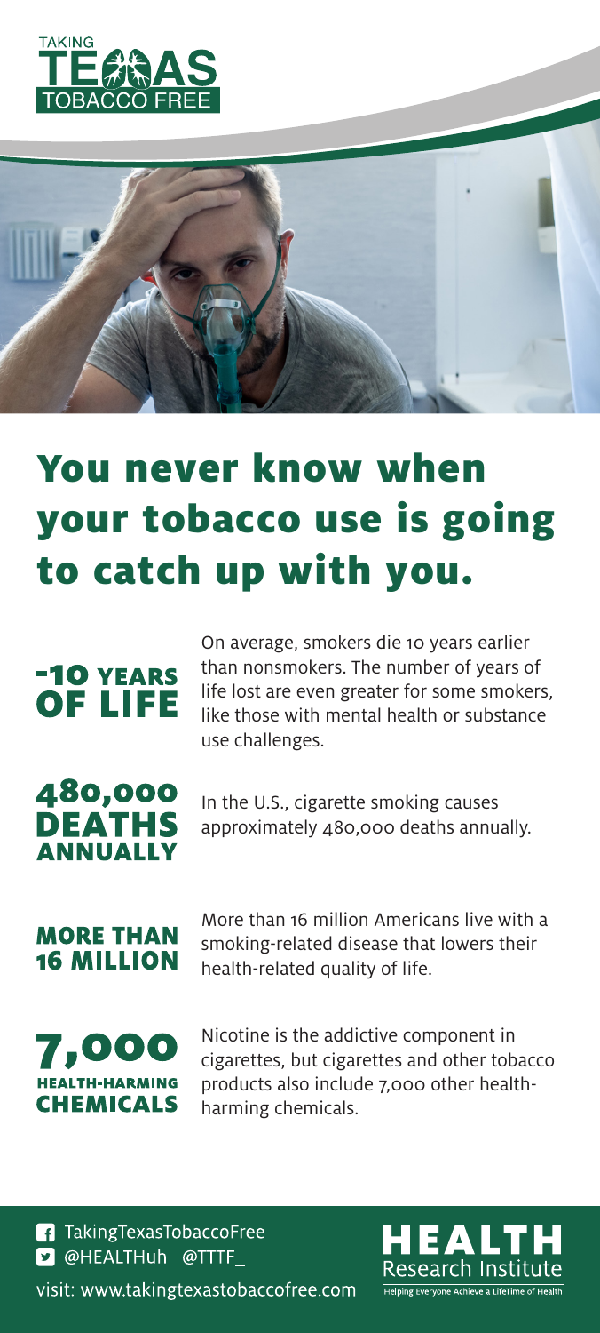TAKING TEXAS TOBACCO FREE

# You never know when your tobacco use is going to catch up with you.

**-10 YEARS OF LIFE**

On average, smokers die 10 years earlier than nonsmokers. The number of years of life lost are even greater for some smokers, like those with mental health or substance use challenges.

**480,000 DEATHS ANNUALLY**

In the U.S., cigarette smoking causes approximately 480,000 deaths annually.

**MORE THAN 16 MILLION**

More than 16 million Americans live with a smoking-related disease that lowers their health-related quality of life.

**7,000 HEALTH-HARMING CHEMICALS**

Nicotine is the addictive component in cigarettes, but cigarettes and other tobacco products also include 7,000 other health-harming chemicals.

TakingTexasTobaccoFree
@HEALTHuh @TTTF_
visit: www.takingtexastobaccofree.com

HEALTH Research Institute
Helping Everyone Achieve a LifeTime of Health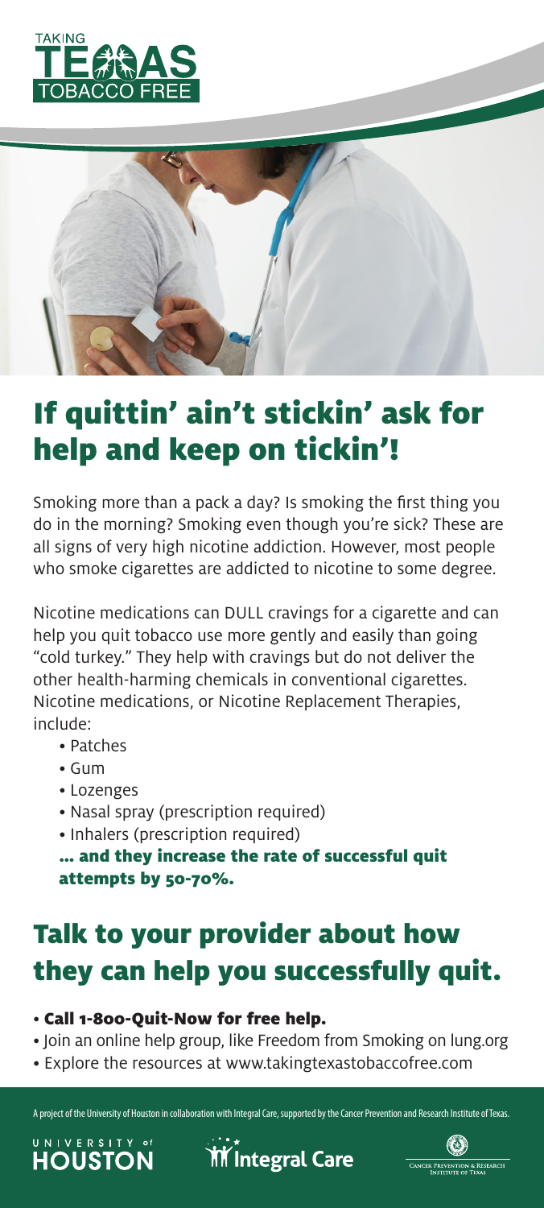TAKING TEXAS TOBACCO FREE

# If quittin' ain't stickin' ask for help and keep on tickin'!

Smoking more than a pack a day? Is smoking the first thing you do in the morning? Smoking even though you're sick? These are all signs of very high nicotine addiction. However, most people who smoke cigarettes are addicted to nicotine to some degree.

Nicotine medications can DULL cravings for a cigarette and can help you quit tobacco use more gently and easily than going "cold turkey." They help with cravings but do not deliver the other health-harming chemicals in conventional cigarettes. Nicotine medications, or Nicotine Replacement Therapies, include:

- Patches
- Gum
- Lozenges
- Nasal spray (prescription required)
- Inhalers (prescription required)

**... and they increase the rate of successful quit attempts by 50-70%.**

# Talk to your provider about how they can help you successfully quit.

- **Call 1-800-Quit-Now for free help.**
- Join an online help group, like Freedom from Smoking on lung.org
- Explore the resources at www.takingtexastobaccofree.com

A project of the University of Houston in collaboration with Integral Care, supported by the Cancer Prevention and Research Institute of Texas.

UNIVERSITY of HOUSTON | Integral Care | Cancer Prevention & Research Institute of Texas